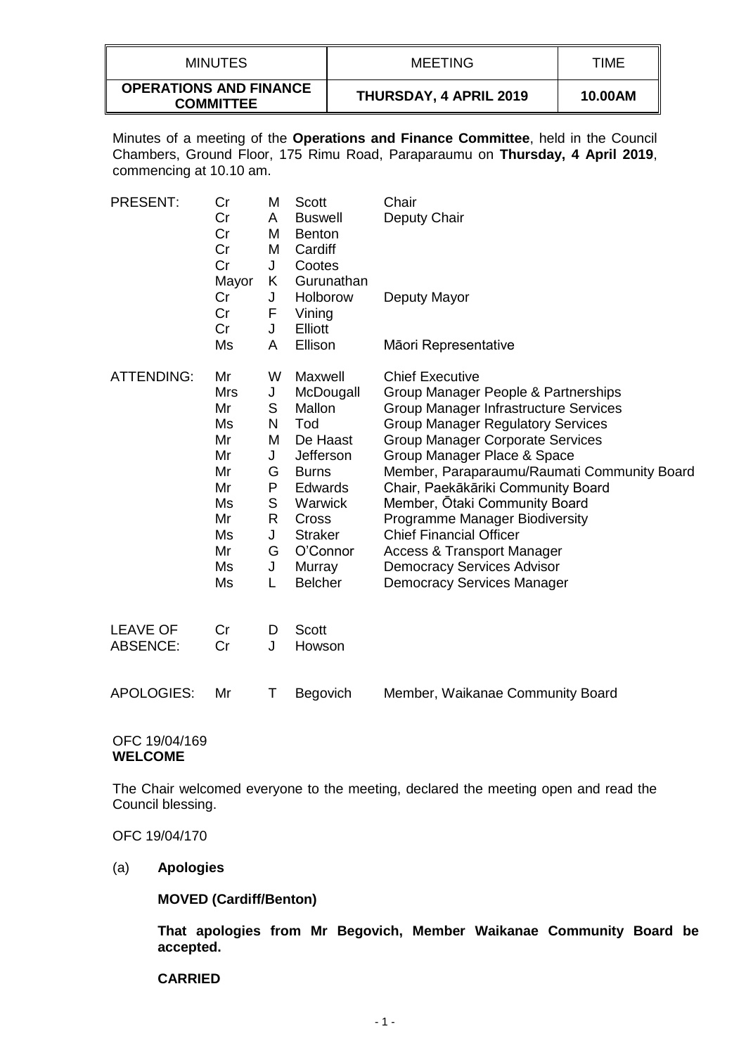| MINUTES | MEETING | TIME |
|---|---|---|
| **OPERATIONS AND FINANCE COMMITTEE** | **THURSDAY, 4 APRIL 2019** | **10.00AM** |

Minutes of a meeting of the **Operations and Finance Committee**, held in the Council Chambers, Ground Floor, 175 Rimu Road, Paraparaumu on **Thursday, 4 April 2019**, commencing at 10.10 am.

| | | | | |
|---|---|---|---|---|
| PRESENT: | Cr | M | Scott | Chair |
| | Cr | A | Buswell | Deputy Chair |
| | Cr | M | Benton | |
| | Cr | M | Cardiff | |
| | Cr | J | Cootes | |
| | Mayor | K | Gurunathan | |
| | Cr | J | Holborow | Deputy Mayor |
| | Cr | F | Vining | |
| | Cr | J | Elliott | |
| | Ms | A | Ellison | Māori Representative |
| ATTENDING: | Mr | W | Maxwell | Chief Executive |
| | Mrs | J | McDougall | Group Manager People & Partnerships |
| | Mr | S | Mallon | Group Manager Infrastructure Services |
| | Ms | N | Tod | Group Manager Regulatory Services |
| | Mr | M | De Haast | Group Manager Corporate Services |
| | Mr | J | Jefferson | Group Manager Place & Space |
| | Mr | G | Burns | Member, Paraparaumu/Raumati Community Board |
| | Mr | P | Edwards | Chair, Paekākāriki Community Board |
| | Ms | S | Warwick | Member, Ōtaki Community Board |
| | Mr | R | Cross | Programme Manager Biodiversity |
| | Ms | J | Straker | Chief Financial Officer |
| | Mr | G | O'Connor | Access & Transport Manager |
| | Ms | J | Murray | Democracy Services Advisor |
| | Ms | L | Belcher | Democracy Services Manager |
| LEAVE OF ABSENCE: | Cr | D | Scott | |
| | Cr | J | Howson | |
| APOLOGIES: | Mr | T | Begovich | Member, Waikanae Community Board |

OFC 19/04/169
**WELCOME**

The Chair welcomed everyone to the meeting, declared the meeting open and read the Council blessing.

OFC 19/04/170

(a) **Apologies**

**MOVED (Cardiff/Benton)**

**That apologies from Mr Begovich, Member Waikanae Community Board be accepted.**

**CARRIED**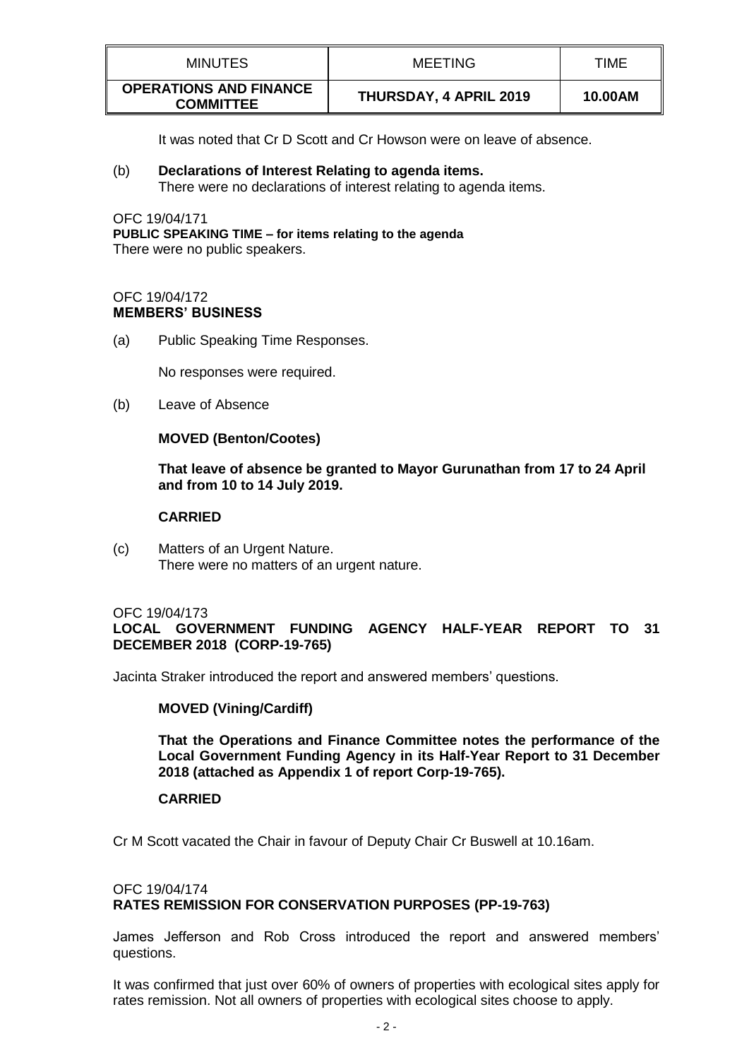It was noted that Cr D Scott and Cr Howson were on leave of absence.

(b) **Declarations of Interest Relating to agenda items.**
There were no declarations of interest relating to agenda items.

OFC 19/04/171
**PUBLIC SPEAKING TIME – for items relating to the agenda**
There were no public speakers.

OFC 19/04/172
**MEMBERS' BUSINESS**

(a) Public Speaking Time Responses.

No responses were required.

(b) Leave of Absence

**MOVED (Benton/Cootes)**

**That leave of absence be granted to Mayor Gurunathan from 17 to 24 April and from 10 to 14 July 2019.**

**CARRIED**

(c) Matters of an Urgent Nature.
There were no matters of an urgent nature.

OFC 19/04/173
**LOCAL GOVERNMENT FUNDING AGENCY HALF-YEAR REPORT TO 31 DECEMBER 2018 (CORP-19-765)**

Jacinta Straker introduced the report and answered members' questions.

**MOVED (Vining/Cardiff)**

**That the Operations and Finance Committee notes the performance of the Local Government Funding Agency in its Half-Year Report to 31 December 2018 (attached as Appendix 1 of report Corp-19-765).**

**CARRIED**

Cr M Scott vacated the Chair in favour of Deputy Chair Cr Buswell at 10.16am.

OFC 19/04/174
**RATES REMISSION FOR CONSERVATION PURPOSES (PP-19-763)**

James Jefferson and Rob Cross introduced the report and answered members' questions.

It was confirmed that just over 60% of owners of properties with ecological sites apply for rates remission. Not all owners of properties with ecological sites choose to apply.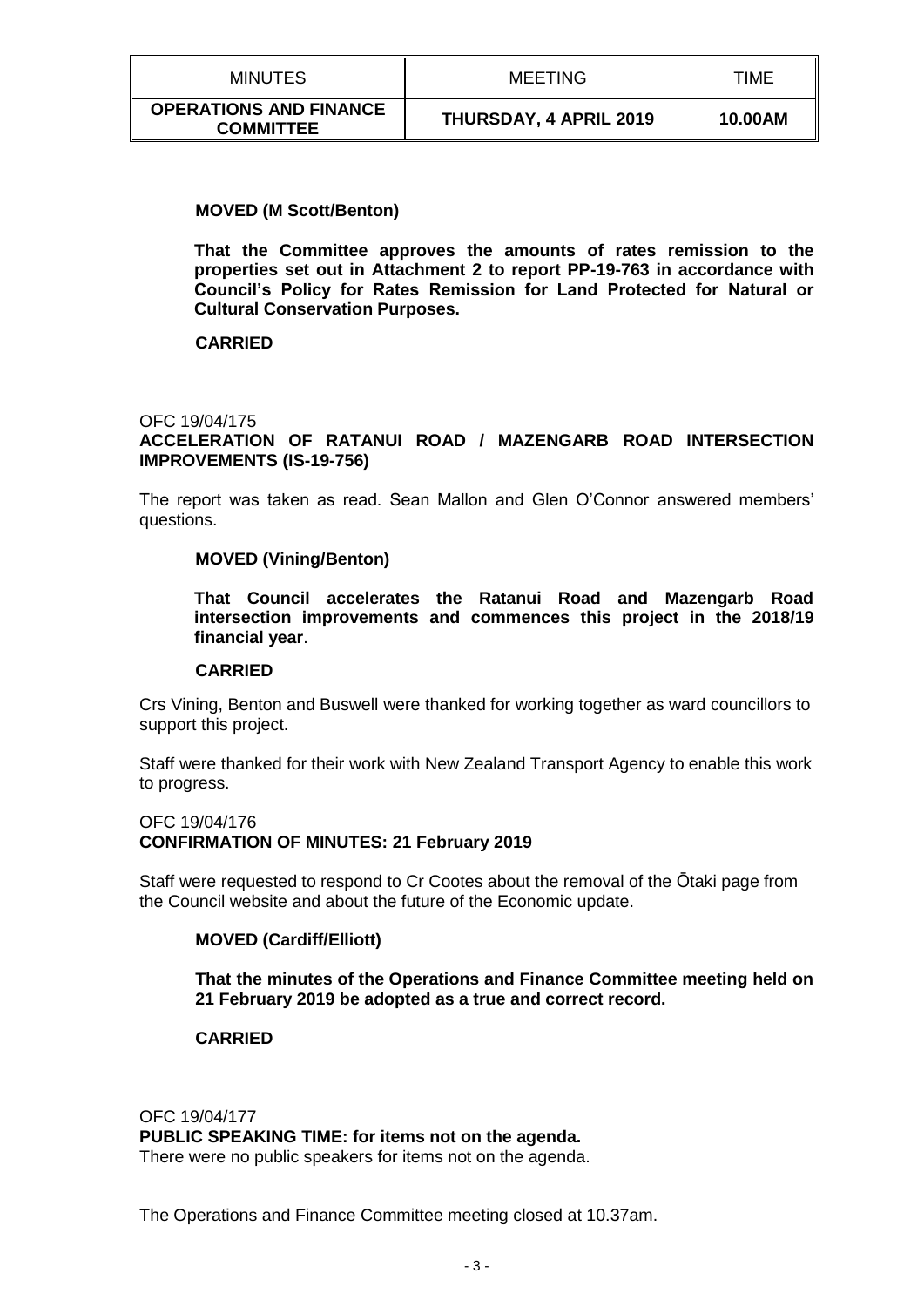**MOVED (M Scott/Benton)**

**That the Committee approves the amounts of rates remission to the properties set out in Attachment 2 to report PP-19-763 in accordance with Council's Policy for Rates Remission for Land Protected for Natural or Cultural Conservation Purposes.**

**CARRIED**

OFC 19/04/175
**ACCELERATION OF RATANUI ROAD / MAZENGARB ROAD INTERSECTION IMPROVEMENTS (IS-19-756)**

The report was taken as read. Sean Mallon and Glen O'Connor answered members' questions.

**MOVED (Vining/Benton)**

**That Council accelerates the Ratanui Road and Mazengarb Road intersection improvements and commences this project in the 2018/19 financial year**.

**CARRIED**

Crs Vining, Benton and Buswell were thanked for working together as ward councillors to support this project.

Staff were thanked for their work with New Zealand Transport Agency to enable this work to progress.

OFC 19/04/176
**CONFIRMATION OF MINUTES: 21 February 2019**

Staff were requested to respond to Cr Cootes about the removal of the Ōtaki page from the Council website and about the future of the Economic update.

**MOVED (Cardiff/Elliott)**

**That the minutes of the Operations and Finance Committee meeting held on 21 February 2019 be adopted as a true and correct record.**

**CARRIED**

OFC 19/04/177
**PUBLIC SPEAKING TIME: for items not on the agenda.**
There were no public speakers for items not on the agenda.

The Operations and Finance Committee meeting closed at 10.37am.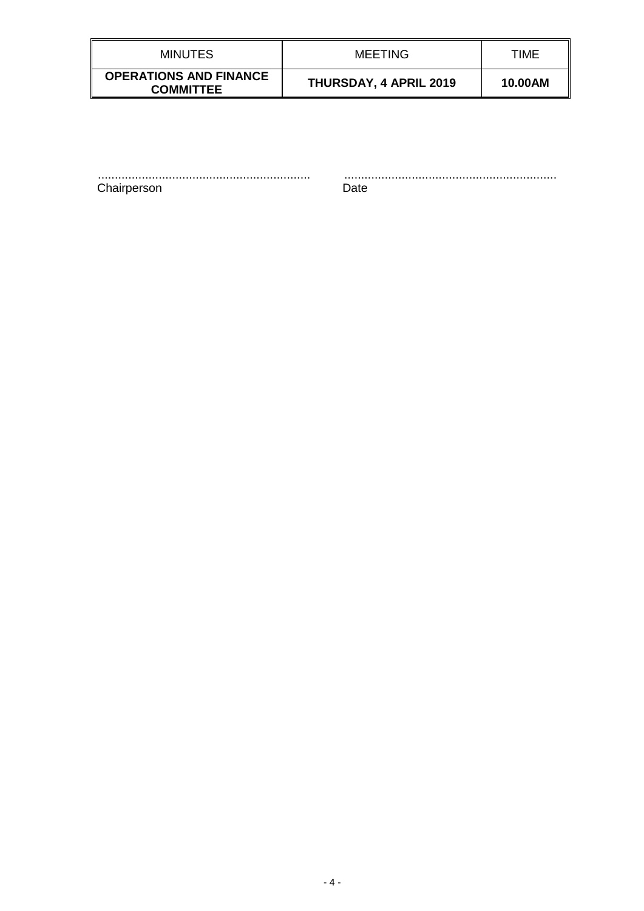............................................................... ...............................................................

Chairperson Date